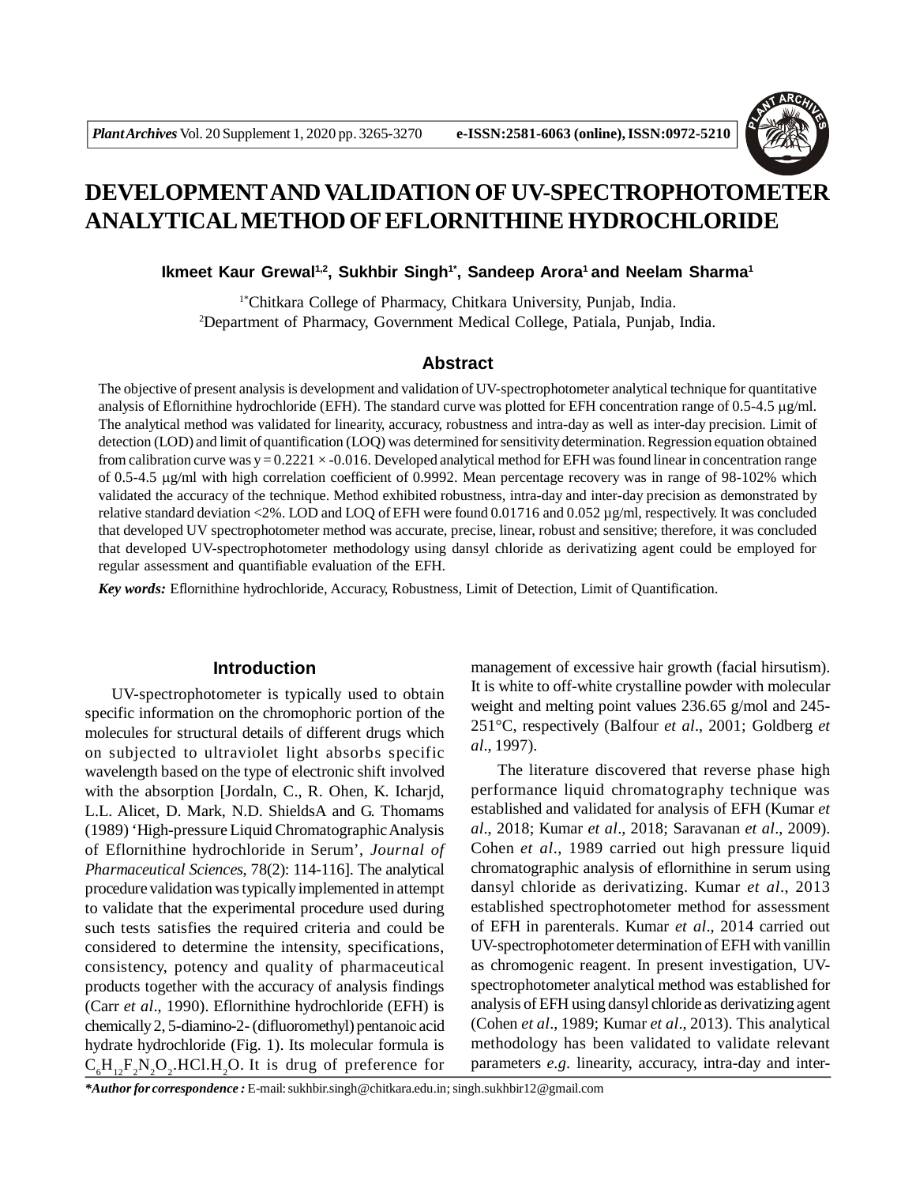# DEVELOPMENT AND VALIDATION OF UV-SPECTROPHOTOMETER ANALYTICAL METHOD OF EFLORNITHINE HYDROCHLORIDE

**Ikmeet Kaur Grewal[1,2], Sukhbir Singh[1*], Sandeep Arora[1] and Neelam Sharma[1]**

[1*]Chitkara College of Pharmacy, Chitkara University, Punjab, India.
[2]Department of Pharmacy, Government Medical College, Patiala, Punjab, India.

## Abstract

The objective of present analysis is development and validation of UV-spectrophotometer analytical technique for quantitative analysis of Eflornithine hydrochloride (EFH). The standard curve was plotted for EFH concentration range of 0.5-4.5 μg/ml. The analytical method was validated for linearity, accuracy, robustness and intra-day as well as inter-day precision. Limit of detection (LOD) and limit of quantification (LOQ) was determined for sensitivity determination. Regression equation obtained from calibration curve was $y = 0.2221 \times -0.016$. Developed analytical method for EFH was found linear in concentration range of 0.5-4.5 μg/ml with high correlation coefficient of 0.9992. Mean percentage recovery was in range of 98-102% which validated the accuracy of the technique. Method exhibited robustness, intra-day and inter-day precision as demonstrated by relative standard deviation <2%. LOD and LOQ of EFH were found 0.01716 and 0.052 μg/ml, respectively. It was concluded that developed UV spectrophotometer method was accurate, precise, linear, robust and sensitive; therefore, it was concluded that developed UV-spectrophotometer methodology using dansyl chloride as derivatizing agent could be employed for regular assessment and quantifiable evaluation of the EFH.

***Key words:*** Eflornithine hydrochloride, Accuracy, Robustness, Limit of Detection, Limit of Quantification.

## Introduction

UV-spectrophotometer is typically used to obtain specific information on the chromophoric portion of the molecules for structural details of different drugs which on subjected to ultraviolet light absorbs specific wavelength based on the type of electronic shift involved with the absorption [Jordaln, C., R. Ohen, K. Icharjd, L.L. Alicet, D. Mark, N.D. ShieldsA and G. Thomams (1989) 'High-pressure Liquid Chromatographic Analysis of Eflornithine hydrochloride in Serum', *Journal of Pharmaceutical Sciences*, 78(2): 114-116]. The analytical procedure validation was typically implemented in attempt to validate that the experimental procedure used during such tests satisfies the required criteria and could be considered to determine the intensity, specifications, consistency, potency and quality of pharmaceutical products together with the accuracy of analysis findings (Carr *et al*., 1990). Eflornithine hydrochloride (EFH) is chemically 2, 5-diamino-2- (difluoromethyl) pentanoic acid hydrate hydrochloride (Fig. 1). Its molecular formula is $C_6H_{12}F_2N_2O_2.HCl.H_2O$. It is drug of preference for management of excessive hair growth (facial hirsutism). It is white to off-white crystalline powder with molecular weight and melting point values 236.65 g/mol and 245-251°C, respectively (Balfour *et al*., 2001; Goldberg *et al*., 1997).

The literature discovered that reverse phase high performance liquid chromatography technique was established and validated for analysis of EFH (Kumar *et al*., 2018; Kumar *et al*., 2018; Saravanan *et al*., 2009). Cohen *et al*., 1989 carried out high pressure liquid chromatographic analysis of eflornithine in serum using dansyl chloride as derivatizing. Kumar *et al*., 2013 established spectrophotometer method for assessment of EFH in parenterals. Kumar *et al*., 2014 carried out UV-spectrophotometer determination of EFH with vanillin as chromogenic reagent. In present investigation, UV-spectrophotometer analytical method was established for analysis of EFH using dansyl chloride as derivatizing agent (Cohen *et al*., 1989; Kumar *et al*., 2013). This analytical methodology has been validated to validate relevant parameters *e.g*. linearity, accuracy, intra-day and inter-

***Author for correspondence :** E-mail: sukhbir.singh@chitkara.edu.in; singh.sukhbir12@gmail.com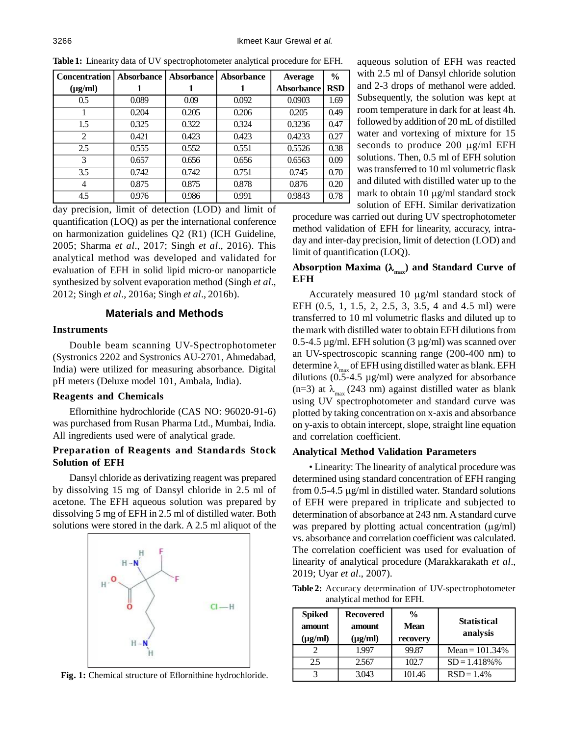**Table 1:** Linearity data of UV spectrophotometer analytical procedure for EFH.

| Concentration (µg/ml) | Absorbance 1 | Absorbance 1 | Absorbance 1 | Average Absorbance | % RSD |
|---|---|---|---|---|---|
| 0.5 | 0.089 | 0.09 | 0.092 | 0.0903 | 1.69 |
| 1 | 0.204 | 0.205 | 0.206 | 0.205 | 0.49 |
| 1.5 | 0.325 | 0.322 | 0.324 | 0.3236 | 0.47 |
| 2 | 0.421 | 0.423 | 0.423 | 0.4233 | 0.27 |
| 2.5 | 0.555 | 0.552 | 0.551 | 0.5526 | 0.38 |
| 3 | 0.657 | 0.656 | 0.656 | 0.6563 | 0.09 |
| 3.5 | 0.742 | 0.742 | 0.751 | 0.745 | 0.70 |
| 4 | 0.875 | 0.875 | 0.878 | 0.876 | 0.20 |
| 4.5 | 0.976 | 0.986 | 0.991 | 0.9843 | 0.78 |

day precision, limit of detection (LOD) and limit of quantification (LOQ) as per the international conference on harmonization guidelines Q2 (R1) (ICH Guideline, 2005; Sharma *et al*., 2017; Singh *et al*., 2016). This analytical method was developed and validated for evaluation of EFH in solid lipid micro-or nanoparticle synthesized by solvent evaporation method (Singh *et al*., 2012; Singh *et al*., 2016a; Singh *et al*., 2016b).

## Materials and Methods

### Instruments

Double beam scanning UV-Spectrophotometer (Systronics 2202 and Systronics AU-2701, Ahmedabad, India) were utilized for measuring absorbance. Digital pH meters (Deluxe model 101, Ambala, India).

### Reagents and Chemicals

Eflornithine hydrochloride (CAS NO: 96020-91-6) was purchased from Rusan Pharma Ltd., Mumbai, India. All ingredients used were of analytical grade.

### Preparation of Reagents and Standards Stock Solution of EFH

Dansyl chloride as derivatizing reagent was prepared by dissolving 15 mg of Dansyl chloride in 2.5 ml of acetone. The EFH aqueous solution was prepared by dissolving 5 mg of EFH in 2.5 ml of distilled water. Both solutions were stored in the dark. A 2.5 ml aliquot of the aqueous solution of EFH was reacted with 2.5 ml of Dansyl chloride solution and 2-3 drops of methanol were added. Subsequently, the solution was kept at room temperature in dark for at least 4h. followed by addition of 20 mL of distilled water and vortexing of mixture for 15 seconds to produce 200 µg/ml EFH solutions. Then, 0.5 ml of EFH solution was transferred to 10 ml volumetric flask and diluted with distilled water up to the mark to obtain 10 µg/ml standard stock solution of EFH. Similar derivatization procedure was carried out during UV spectrophotometer method validation of EFH for linearity, accuracy, intra-day and inter-day precision, limit of detection (LOD) and limit of quantification (LOQ).

**Fig. 1:** Chemical structure of Eflornithine hydrochloride.

### Absorption Maxima ($\lambda_{max}$) and Standard Curve of EFH

Accurately measured 10 µg/ml standard stock of EFH (0.5, 1, 1.5, 2, 2.5, 3, 3.5, 4 and 4.5 ml) were transferred to 10 ml volumetric flasks and diluted up to the mark with distilled water to obtain EFH dilutions from 0.5-4.5 µg/ml. EFH solution (3 µg/ml) was scanned over an UV-spectroscopic scanning range (200-400 nm) to determine $\lambda_{max}$ of EFH using distilled water as blank. EFH dilutions (0.5-4.5 µg/ml) were analyzed for absorbance (n=3) at $\lambda_{max}$ (243 nm) against distilled water as blank using UV spectrophotometer and standard curve was plotted by taking concentration on x-axis and absorbance on y-axis to obtain intercept, slope, straight line equation and correlation coefficient.

### Analytical Method Validation Parameters

- Linearity: The linearity of analytical procedure was determined using standard concentration of EFH ranging from 0.5-4.5 µg/ml in distilled water. Standard solutions of EFH were prepared in triplicate and subjected to determination of absorbance at 243 nm. A standard curve was prepared by plotting actual concentration (µg/ml) vs. absorbance and correlation coefficient was calculated. The correlation coefficient was used for evaluation of linearity of analytical procedure (Marakkarakath *et al*., 2019; Uyar *et al*., 2007).

**Table 2:** Accuracy determination of UV-spectrophotometer analytical method for EFH.

| Spiked amount (µg/ml) | Recovered amount (µg/ml) | % Mean recovery | Statistical analysis |
|---|---|---|---|
| 2 | 1.997 | 99.87 | Mean = 101.34% |
| 2.5 | 2.567 | 102.7 | SD = 1.418%% |
| 3 | 3.043 | 101.46 | RSD = 1.4% |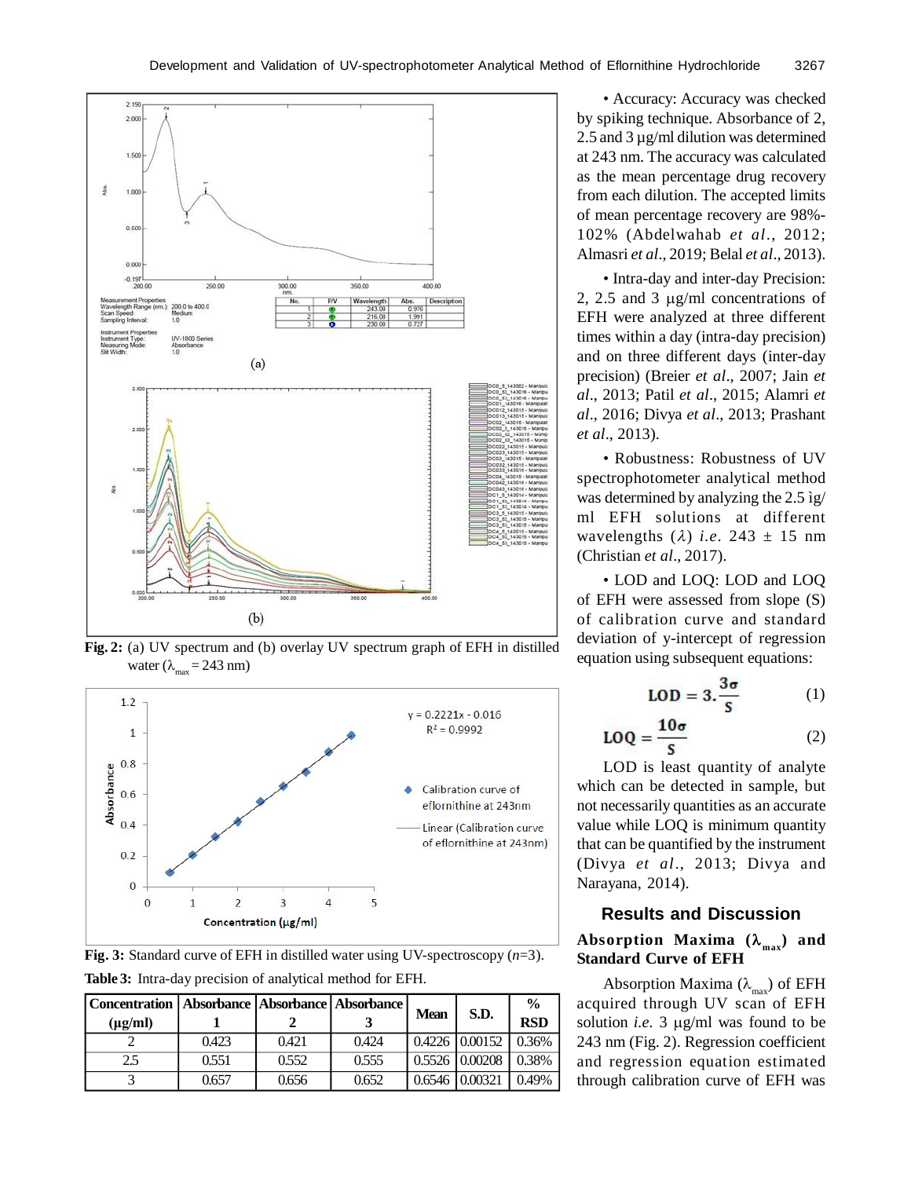Fig. 2: (a) UV spectrum and (b) overlay UV spectrum graph of EFH in distilled water ($\lambda_{max}$ = 243 nm)

Fig. 3: Standard curve of EFH in distilled water using UV-spectroscopy ($n$=3).

Table 3: Intra-day precision of analytical method for EFH.

| Concentration (µg/ml) | Absorbance 1 | Absorbance 2 | Absorbance 3 | Mean | S.D. | % RSD |
|---|---|---|---|---|---|---|
| 2 | 0.423 | 0.421 | 0.424 | 0.4226 | 0.00152 | 0.36% |
| 2.5 | 0.551 | 0.552 | 0.555 | 0.5526 | 0.00208 | 0.38% |
| 3 | 0.657 | 0.656 | 0.652 | 0.6546 | 0.00321 | 0.49% |

- Accuracy: Accuracy was checked by spiking technique. Absorbance of 2, 2.5 and 3 µg/ml dilution was determined at 243 nm. The accuracy was calculated as the mean percentage drug recovery from each dilution. The accepted limits of mean percentage recovery are 98%-102% (Abdelwahab *et al*., 2012; Almasri *et al*., 2019; Belal *et al*., 2013).

- Intra-day and inter-day Precision: 2, 2.5 and 3 µg/ml concentrations of EFH were analyzed at three different times within a day (intra-day precision) and on three different days (inter-day precision) (Breier *et al*., 2007; Jain *et al*., 2013; Patil *et al*., 2015; Alamri *et al*., 2016; Divya *et al*., 2013; Prashant *et al*., 2013).

- Robustness: Robustness of UV spectrophotometer analytical method was determined by analyzing the 2.5 ìg/ml EFH solutions at different wavelengths ($\lambda$) *i.e.* 243 ± 15 nm (Christian *et al*., 2017).

- LOD and LOQ: LOD and LOQ of EFH were assessed from slope (S) of calibration curve and standard deviation of y-intercept of regression equation using subsequent equations:

$$\text{LOD} = 3.\frac{3\sigma}{S} \qquad (1)$$

$$\text{LOQ} = \frac{10\sigma}{S} \qquad (2)$$

LOD is least quantity of analyte which can be detected in sample, but not necessarily quantities as an accurate value while LOQ is minimum quantity that can be quantified by the instrument (Divya *et al*., 2013; Divya and Narayana, 2014).

## Results and Discussion

### Absorption Maxima ($\lambda_{max}$) and Standard Curve of EFH

Absorption Maxima ($\lambda_{max}$) of EFH acquired through UV scan of EFH solution *i.e.* 3 µg/ml was found to be 243 nm (Fig. 2). Regression coefficient and regression equation estimated through calibration curve of EFH was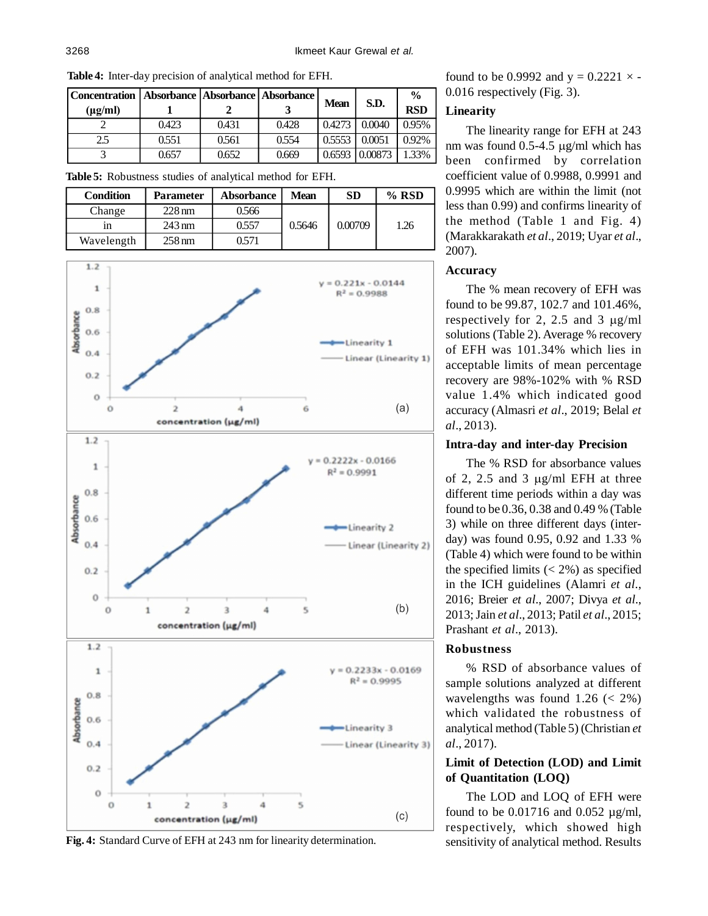**Table 4:** Inter-day precision of analytical method for EFH.

| Concentration (μg/ml) | Absorbance 1 | Absorbance 2 | Absorbance 3 | Mean | S.D. | % RSD |
|---|---|---|---|---|---|---|
| 2 | 0.423 | 0.431 | 0.428 | 0.4273 | 0.0040 | 0.95% |
| 2.5 | 0.551 | 0.561 | 0.554 | 0.5553 | 0.0051 | 0.92% |
| 3 | 0.657 | 0.652 | 0.669 | 0.6593 | 0.00873 | 1.33% |

**Table 5:** Robustness studies of analytical method for EFH.

| Condition | Parameter | Absorbance | Mean | SD | % RSD |
|---|---|---|---|---|---|
| Change | 228 nm | 0.566 | 0.5646 | 0.00709 | 1.26 |
| in | 243 nm | 0.557 | | | |
| Wavelength | 258 nm | 0.571 | | | |

**Fig. 4:** Standard Curve of EFH at 243 nm for linearity determination.

found to be 0.9992 and y = 0.2221 × - 0.016 respectively (Fig. 3).

### Linearity

The linearity range for EFH at 243 nm was found 0.5-4.5 μg/ml which has been confirmed by correlation coefficient value of 0.9988, 0.9991 and 0.9995 which are within the limit (not less than 0.99) and confirms linearity of the method (Table 1 and Fig. 4) (Marakkarakath *et al*., 2019; Uyar *et al*., 2007).

### Accuracy

The % mean recovery of EFH was found to be 99.87, 102.7 and 101.46%, respectively for 2, 2.5 and 3 μg/ml solutions (Table 2). Average % recovery of EFH was 101.34% which lies in acceptable limits of mean percentage recovery are 98%-102% with % RSD value 1.4% which indicated good accuracy (Almasri *et al*., 2019; Belal *et al*., 2013).

### Intra-day and inter-day Precision

The % RSD for absorbance values of 2, 2.5 and 3 μg/ml EFH at three different time periods within a day was found to be 0.36, 0.38 and 0.49 % (Table 3) while on three different days (inter-day) was found 0.95, 0.92 and 1.33 % (Table 4) which were found to be within the specified limits (< 2%) as specified in the ICH guidelines (Alamri *et al*., 2016; Breier *et al*., 2007; Divya *et al*., 2013; Jain *et al*., 2013; Patil *et al*., 2015; Prashant *et al*., 2013).

### Robustness

% RSD of absorbance values of sample solutions analyzed at different wavelengths was found 1.26 (< 2%) which validated the robustness of analytical method (Table 5) (Christian *et al*., 2017).

### Limit of Detection (LOD) and Limit of Quantitation (LOQ)

The LOD and LOQ of EFH were found to be 0.01716 and 0.052 μg/ml, respectively, which showed high sensitivity of analytical method. Results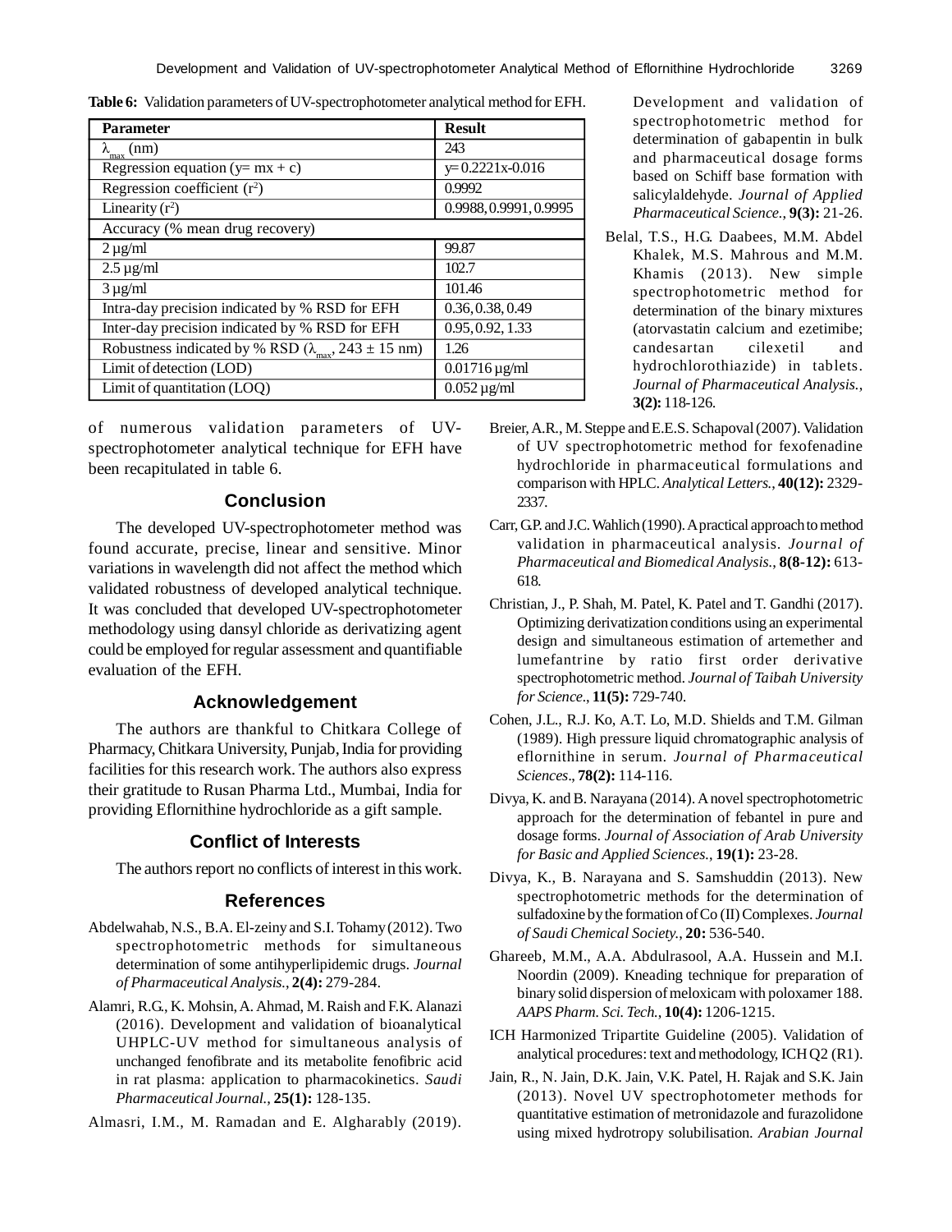**Table 6:** Validation parameters of UV-spectrophotometer analytical method for EFH.

| Parameter | Result |
|---|---|
| $\lambda_{max}$ (nm) | 243 |
| Regression equation (y= mx + c) | y= 0.2221x-0.016 |
| Regression coefficient ($r^2$) | 0.9992 |
| Linearity ($r^2$) | 0.9988, 0.9991, 0.9995 |
| Accuracy (% mean drug recovery) | |
| 2 µg/ml | 99.87 |
| 2.5 µg/ml | 102.7 |
| 3 µg/ml | 101.46 |
| Intra-day precision indicated by % RSD for EFH | 0.36, 0.38, 0.49 |
| Inter-day precision indicated by % RSD for EFH | 0.95, 0.92, 1.33 |
| Robustness indicated by % RSD ($\lambda_{max}$, 243 ± 15 nm) | 1.26 |
| Limit of detection (LOD) | 0.01716 µg/ml |
| Limit of quantitation (LOQ) | 0.052 µg/ml |

of numerous validation parameters of UV-spectrophotometer analytical technique for EFH have been recapitulated in table 6.

## Conclusion

The developed UV-spectrophotometer method was found accurate, precise, linear and sensitive. Minor variations in wavelength did not affect the method which validated robustness of developed analytical technique. It was concluded that developed UV-spectrophotometer methodology using dansyl chloride as derivatizing agent could be employed for regular assessment and quantifiable evaluation of the EFH.

## Acknowledgement

The authors are thankful to Chitkara College of Pharmacy, Chitkara University, Punjab, India for providing facilities for this research work. The authors also express their gratitude to Rusan Pharma Ltd., Mumbai, India for providing Eflornithine hydrochloride as a gift sample.

## Conflict of Interests

The authors report no conflicts of interest in this work.

## References

Abdelwahab, N.S., B.A. El-zeiny and S.I. Tohamy (2012). Two spectrophotometric methods for simultaneous determination of some antihyperlipidemic drugs. *Journal of Pharmaceutical Analysis.*, **2(4):** 279-284.

Alamri, R.G., K. Mohsin, A. Ahmad, M. Raish and F.K. Alanazi (2016). Development and validation of bioanalytical UHPLC-UV method for simultaneous analysis of unchanged fenofibrate and its metabolite fenofibric acid in rat plasma: application to pharmacokinetics. *Saudi Pharmaceutical Journal.*, **25(1):** 128-135.

Almasri, I.M., M. Ramadan and E. Algharably (2019). Development and validation of spectrophotometric method for determination of gabapentin in bulk and pharmaceutical dosage forms based on Schiff base formation with salicylaldehyde. *Journal of Applied Pharmaceutical Science.*, **9(3):** 21-26.

Belal, T.S., H.G. Daabees, M.M. Abdel Khalek, M.S. Mahrous and M.M. Khamis (2013). New simple spectrophotometric method for determination of the binary mixtures (atorvastatin calcium and ezetimibe; candesartan cilexetil and hydrochlorothiazide) in tablets. *Journal of Pharmaceutical Analysis.*, **3(2):** 118-126.

Breier, A.R., M. Steppe and E.E.S. Schapoval (2007). Validation of UV spectrophotometric method for fexofenadine hydrochloride in pharmaceutical formulations and comparison with HPLC. *Analytical Letters.*, **40(12):** 2329-2337.

Carr, G.P. and J.C. Wahlich (1990). A practical approach to method validation in pharmaceutical analysis. *Journal of Pharmaceutical and Biomedical Analysis.*, **8(8-12):** 613-618.

Christian, J., P. Shah, M. Patel, K. Patel and T. Gandhi (2017). Optimizing derivatization conditions using an experimental design and simultaneous estimation of artemether and lumefantrine by ratio first order derivative spectrophotometric method. *Journal of Taibah University for Science.*, **11(5):** 729-740.

Cohen, J.L., R.J. Ko, A.T. Lo, M.D. Shields and T.M. Gilman (1989). High pressure liquid chromatographic analysis of eflornithine in serum. *Journal of Pharmaceutical Sciences*., **78(2):** 114-116.

Divya, K. and B. Narayana (2014). A novel spectrophotometric approach for the determination of febantel in pure and dosage forms. *Journal of Association of Arab University for Basic and Applied Sciences.*, **19(1):** 23-28.

Divya, K., B. Narayana and S. Samshuddin (2013). New spectrophotometric methods for the determination of sulfadoxine by the formation of Co (II) Complexes. *Journal of Saudi Chemical Society.*, **20:** 536-540.

Ghareeb, M.M., A.A. Abdulrasool, A.A. Hussein and M.I. Noordin (2009). Kneading technique for preparation of binary solid dispersion of meloxicam with poloxamer 188. *AAPS Pharm. Sci. Tech.*, **10(4):** 1206-1215.

ICH Harmonized Tripartite Guideline (2005). Validation of analytical procedures: text and methodology, ICH Q2 (R1).

Jain, R., N. Jain, D.K. Jain, V.K. Patel, H. Rajak and S.K. Jain (2013). Novel UV spectrophotometer methods for quantitative estimation of metronidazole and furazolidone using mixed hydrotropy solubilisation. *Arabian Journal*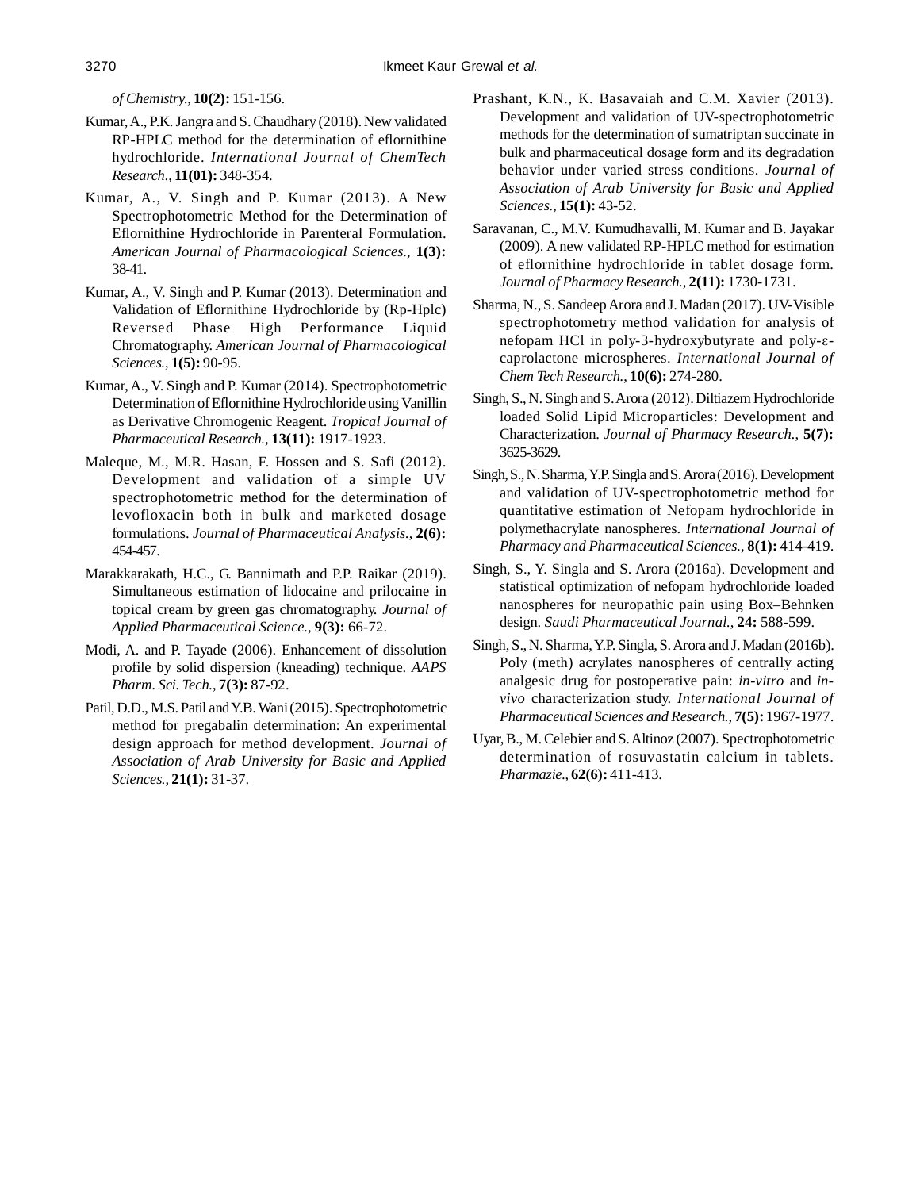*of Chemistry.*, **10(2):** 151-156.

Kumar, A., P.K. Jangra and S. Chaudhary (2018). New validated RP-HPLC method for the determination of eflornithine hydrochloride. *International Journal of ChemTech Research.*, **11(01):** 348-354.

Kumar, A., V. Singh and P. Kumar (2013). A New Spectrophotometric Method for the Determination of Eflornithine Hydrochloride in Parenteral Formulation. *American Journal of Pharmacological Sciences.*, **1(3):** 38-41.

Kumar, A., V. Singh and P. Kumar (2013). Determination and Validation of Eflornithine Hydrochloride by (Rp-Hplc) Reversed Phase High Performance Liquid Chromatography. *American Journal of Pharmacological Sciences.*, **1(5):** 90-95.

Kumar, A., V. Singh and P. Kumar (2014). Spectrophotometric Determination of Eflornithine Hydrochloride using Vanillin as Derivative Chromogenic Reagent. *Tropical Journal of Pharmaceutical Research.*, **13(11):** 1917-1923.

Maleque, M., M.R. Hasan, F. Hossen and S. Safi (2012). Development and validation of a simple UV spectrophotometric method for the determination of levofloxacin both in bulk and marketed dosage formulations. *Journal of Pharmaceutical Analysis.*, **2(6):** 454-457.

Marakkarakath, H.C., G. Bannimath and P.P. Raikar (2019). Simultaneous estimation of lidocaine and prilocaine in topical cream by green gas chromatography. *Journal of Applied Pharmaceutical Science.*, **9(3):** 66-72.

Modi, A. and P. Tayade (2006). Enhancement of dissolution profile by solid dispersion (kneading) technique. *AAPS Pharm. Sci. Tech.*, **7(3):** 87-92.

Patil, D.D., M.S. Patil and Y.B. Wani (2015). Spectrophotometric method for pregabalin determination: An experimental design approach for method development. *Journal of Association of Arab University for Basic and Applied Sciences.*, **21(1):** 31-37.

Prashant, K.N., K. Basavaiah and C.M. Xavier (2013). Development and validation of UV-spectrophotometric methods for the determination of sumatriptan succinate in bulk and pharmaceutical dosage form and its degradation behavior under varied stress conditions. *Journal of Association of Arab University for Basic and Applied Sciences.*, **15(1):** 43-52.

Saravanan, C., M.V. Kumudhavalli, M. Kumar and B. Jayakar (2009). A new validated RP-HPLC method for estimation of eflornithine hydrochloride in tablet dosage form. *Journal of Pharmacy Research.*, **2(11):** 1730-1731.

Sharma, N., S. Sandeep Arora and J. Madan (2017). UV-Visible spectrophotometry method validation for analysis of nefopam HCl in poly-3-hydroxybutyrate and poly-ε-caprolactone microspheres. *International Journal of Chem Tech Research.*, **10(6):** 274-280.

Singh, S., N. Singh and S. Arora (2012). Diltiazem Hydrochloride loaded Solid Lipid Microparticles: Development and Characterization. *Journal of Pharmacy Research.*, **5(7):** 3625-3629.

Singh, S., N. Sharma, Y.P. Singla and S. Arora (2016). Development and validation of UV-spectrophotometric method for quantitative estimation of Nefopam hydrochloride in polymethacrylate nanospheres. *International Journal of Pharmacy and Pharmaceutical Sciences.*, **8(1):** 414-419.

Singh, S., Y. Singla and S. Arora (2016a). Development and statistical optimization of nefopam hydrochloride loaded nanospheres for neuropathic pain using Box–Behnken design. *Saudi Pharmaceutical Journal.*, **24:** 588-599.

Singh, S., N. Sharma, Y.P. Singla, S. Arora and J. Madan (2016b). Poly (meth) acrylates nanospheres of centrally acting analgesic drug for postoperative pain: *in-vitro* and *in-vivo* characterization study. *International Journal of Pharmaceutical Sciences and Research.*, **7(5):** 1967-1977.

Uyar, B., M. Celebier and S. Altinoz (2007). Spectrophotometric determination of rosuvastatin calcium in tablets. *Pharmazie.*, **62(6):** 411-413.